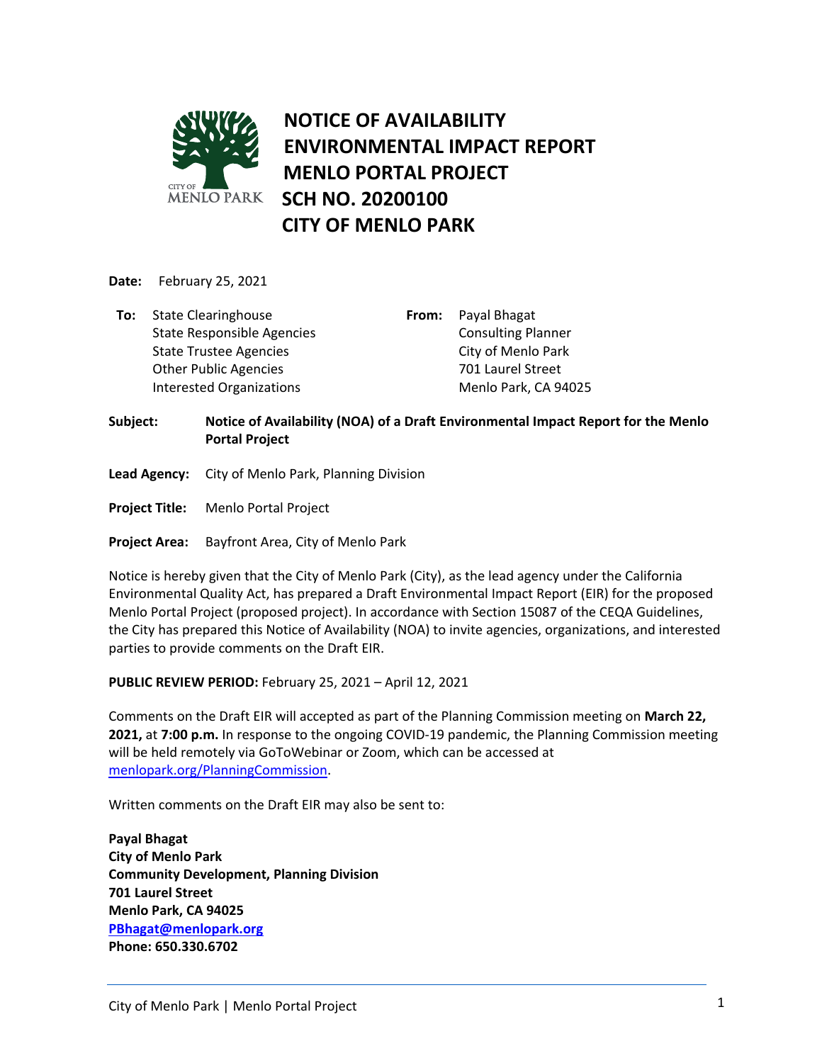# NOTICE OF AVAILABILITY
# ENVIRONMENTAL IMPACT REPORT
# MENLO PORTAL PROJECT
# SCH NO. 20200100
# CITY OF MENLO PARK

**Date:** February 25, 2021

**To:** State Clearinghouse
State Responsible Agencies
State Trustee Agencies
Other Public Agencies
Interested Organizations

**From:** Payal Bhagat
Consulting Planner
City of Menlo Park
701 Laurel Street
Menlo Park, CA 94025

**Subject:** **Notice of Availability (NOA) of a Draft Environmental Impact Report for the Menlo Portal Project**

**Lead Agency:** City of Menlo Park, Planning Division

**Project Title:** Menlo Portal Project

**Project Area:** Bayfront Area, City of Menlo Park

Notice is hereby given that the City of Menlo Park (City), as the lead agency under the California Environmental Quality Act, has prepared a Draft Environmental Impact Report (EIR) for the proposed Menlo Portal Project (proposed project). In accordance with Section 15087 of the CEQA Guidelines, the City has prepared this Notice of Availability (NOA) to invite agencies, organizations, and interested parties to provide comments on the Draft EIR.

**PUBLIC REVIEW PERIOD:** February 25, 2021 – April 12, 2021

Comments on the Draft EIR will accepted as part of the Planning Commission meeting on **March 22, 2021,** at **7:00 p.m.** In response to the ongoing COVID-19 pandemic, the Planning Commission meeting will be held remotely via GoToWebinar or Zoom, which can be accessed at menlopark.org/PlanningCommission.

Written comments on the Draft EIR may also be sent to:

**Payal Bhagat**
**City of Menlo Park**
**Community Development, Planning Division**
**701 Laurel Street**
**Menlo Park, CA 94025**
**PBhagat@menlopark.org**
**Phone: 650.330.6702**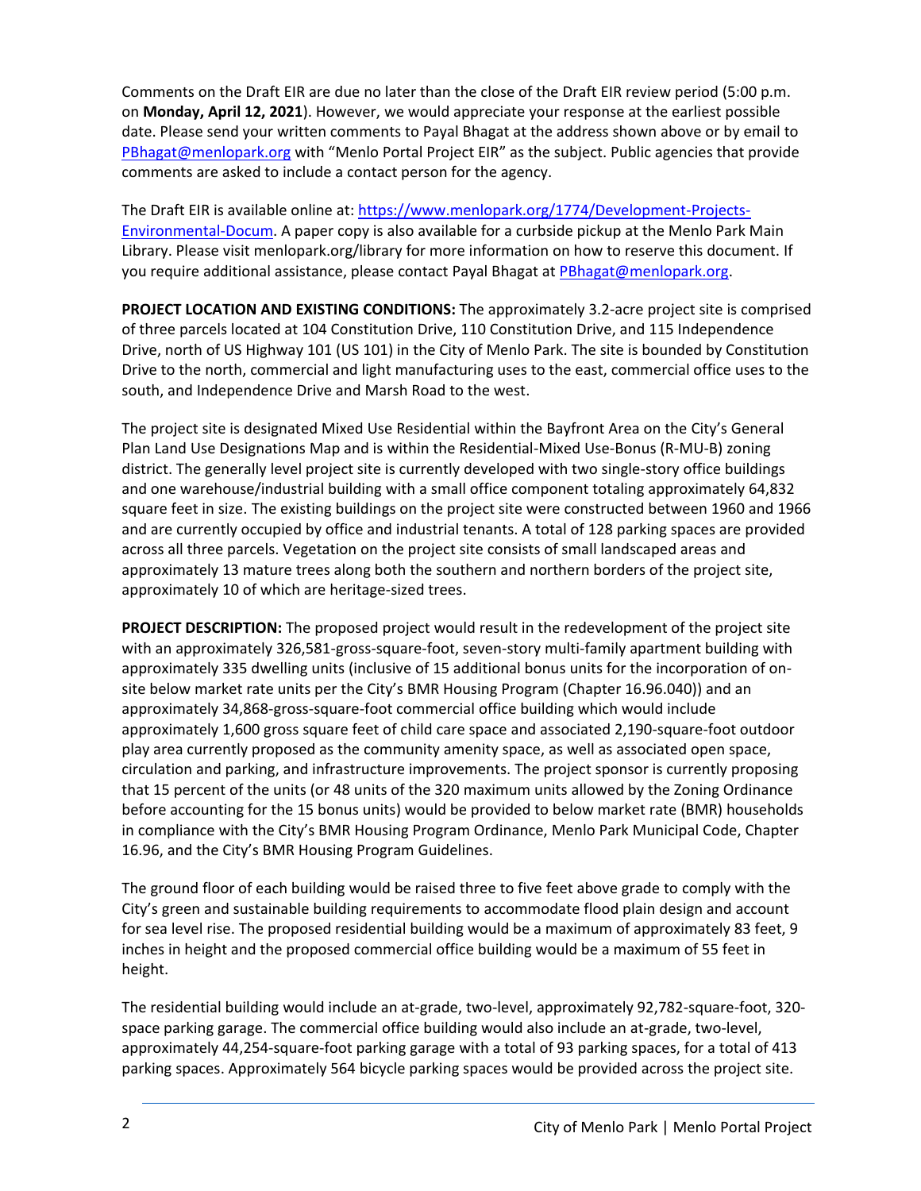Comments on the Draft EIR are due no later than the close of the Draft EIR review period (5:00 p.m. on **Monday, April 12, 2021**). However, we would appreciate your response at the earliest possible date. Please send your written comments to Payal Bhagat at the address shown above or by email to [PBhagat@menlopark.org](mailto:PBhagat@menlopark.org) with "Menlo Portal Project EIR" as the subject. Public agencies that provide comments are asked to include a contact person for the agency.

The Draft EIR is available online at: [https://www.menlopark.org/1774/Development-Projects-Environmental-Docum](https://www.menlopark.org/1774/Development-Projects-Environmental-Docum). A paper copy is also available for a curbside pickup at the Menlo Park Main Library. Please visit menlopark.org/library for more information on how to reserve this document. If you require additional assistance, please contact Payal Bhagat at [PBhagat@menlopark.org](mailto:PBhagat@menlopark.org).

**PROJECT LOCATION AND EXISTING CONDITIONS:** The approximately 3.2-acre project site is comprised of three parcels located at 104 Constitution Drive, 110 Constitution Drive, and 115 Independence Drive, north of US Highway 101 (US 101) in the City of Menlo Park. The site is bounded by Constitution Drive to the north, commercial and light manufacturing uses to the east, commercial office uses to the south, and Independence Drive and Marsh Road to the west.

The project site is designated Mixed Use Residential within the Bayfront Area on the City's General Plan Land Use Designations Map and is within the Residential-Mixed Use-Bonus (R-MU-B) zoning district. The generally level project site is currently developed with two single-story office buildings and one warehouse/industrial building with a small office component totaling approximately 64,832 square feet in size. The existing buildings on the project site were constructed between 1960 and 1966 and are currently occupied by office and industrial tenants. A total of 128 parking spaces are provided across all three parcels. Vegetation on the project site consists of small landscaped areas and approximately 13 mature trees along both the southern and northern borders of the project site, approximately 10 of which are heritage-sized trees.

**PROJECT DESCRIPTION:** The proposed project would result in the redevelopment of the project site with an approximately 326,581-gross-square-foot, seven-story multi-family apartment building with approximately 335 dwelling units (inclusive of 15 additional bonus units for the incorporation of on-site below market rate units per the City's BMR Housing Program (Chapter 16.96.040)) and an approximately 34,868-gross-square-foot commercial office building which would include approximately 1,600 gross square feet of child care space and associated 2,190-square-foot outdoor play area currently proposed as the community amenity space, as well as associated open space, circulation and parking, and infrastructure improvements. The project sponsor is currently proposing that 15 percent of the units (or 48 units of the 320 maximum units allowed by the Zoning Ordinance before accounting for the 15 bonus units) would be provided to below market rate (BMR) households in compliance with the City's BMR Housing Program Ordinance, Menlo Park Municipal Code, Chapter 16.96, and the City's BMR Housing Program Guidelines.

The ground floor of each building would be raised three to five feet above grade to comply with the City's green and sustainable building requirements to accommodate flood plain design and account for sea level rise. The proposed residential building would be a maximum of approximately 83 feet, 9 inches in height and the proposed commercial office building would be a maximum of 55 feet in height.

The residential building would include an at-grade, two-level, approximately 92,782-square-foot, 320-space parking garage. The commercial office building would also include an at-grade, two-level, approximately 44,254-square-foot parking garage with a total of 93 parking spaces, for a total of 413 parking spaces. Approximately 564 bicycle parking spaces would be provided across the project site.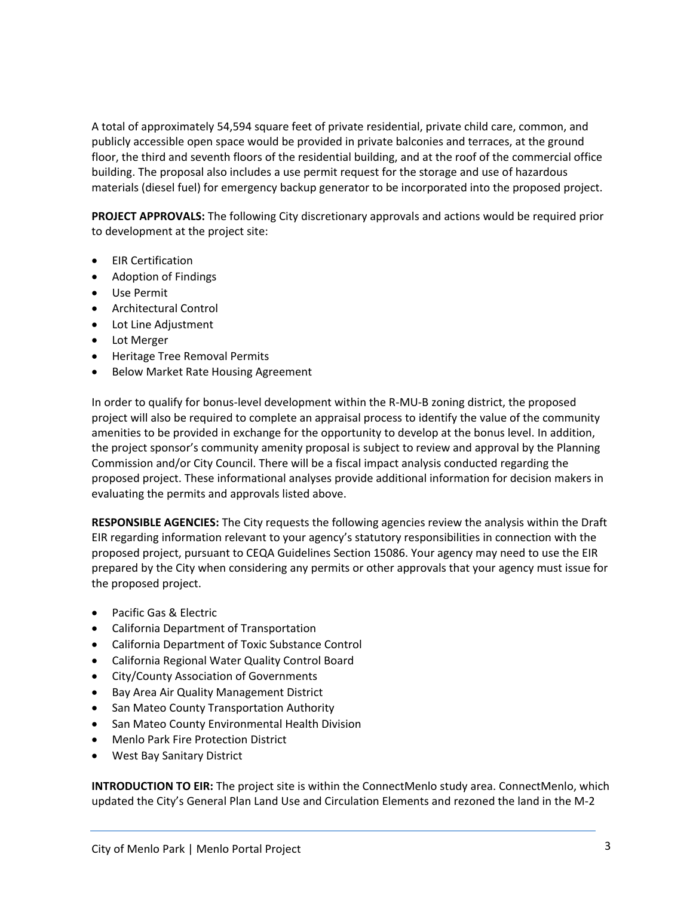A total of approximately 54,594 square feet of private residential, private child care, common, and publicly accessible open space would be provided in private balconies and terraces, at the ground floor, the third and seventh floors of the residential building, and at the roof of the commercial office building. The proposal also includes a use permit request for the storage and use of hazardous materials (diesel fuel) for emergency backup generator to be incorporated into the proposed project.

**PROJECT APPROVALS:** The following City discretionary approvals and actions would be required prior to development at the project site:

- EIR Certification
- Adoption of Findings
- Use Permit
- Architectural Control
- Lot Line Adjustment
- Lot Merger
- Heritage Tree Removal Permits
- Below Market Rate Housing Agreement

In order to qualify for bonus-level development within the R-MU-B zoning district, the proposed project will also be required to complete an appraisal process to identify the value of the community amenities to be provided in exchange for the opportunity to develop at the bonus level. In addition, the project sponsor's community amenity proposal is subject to review and approval by the Planning Commission and/or City Council. There will be a fiscal impact analysis conducted regarding the proposed project. These informational analyses provide additional information for decision makers in evaluating the permits and approvals listed above.

**RESPONSIBLE AGENCIES:** The City requests the following agencies review the analysis within the Draft EIR regarding information relevant to your agency's statutory responsibilities in connection with the proposed project, pursuant to CEQA Guidelines Section 15086. Your agency may need to use the EIR prepared by the City when considering any permits or other approvals that your agency must issue for the proposed project.

- Pacific Gas & Electric
- California Department of Transportation
- California Department of Toxic Substance Control
- California Regional Water Quality Control Board
- City/County Association of Governments
- Bay Area Air Quality Management District
- San Mateo County Transportation Authority
- San Mateo County Environmental Health Division
- Menlo Park Fire Protection District
- West Bay Sanitary District

**INTRODUCTION TO EIR:** The project site is within the ConnectMenlo study area. ConnectMenlo, which updated the City's General Plan Land Use and Circulation Elements and rezoned the land in the M-2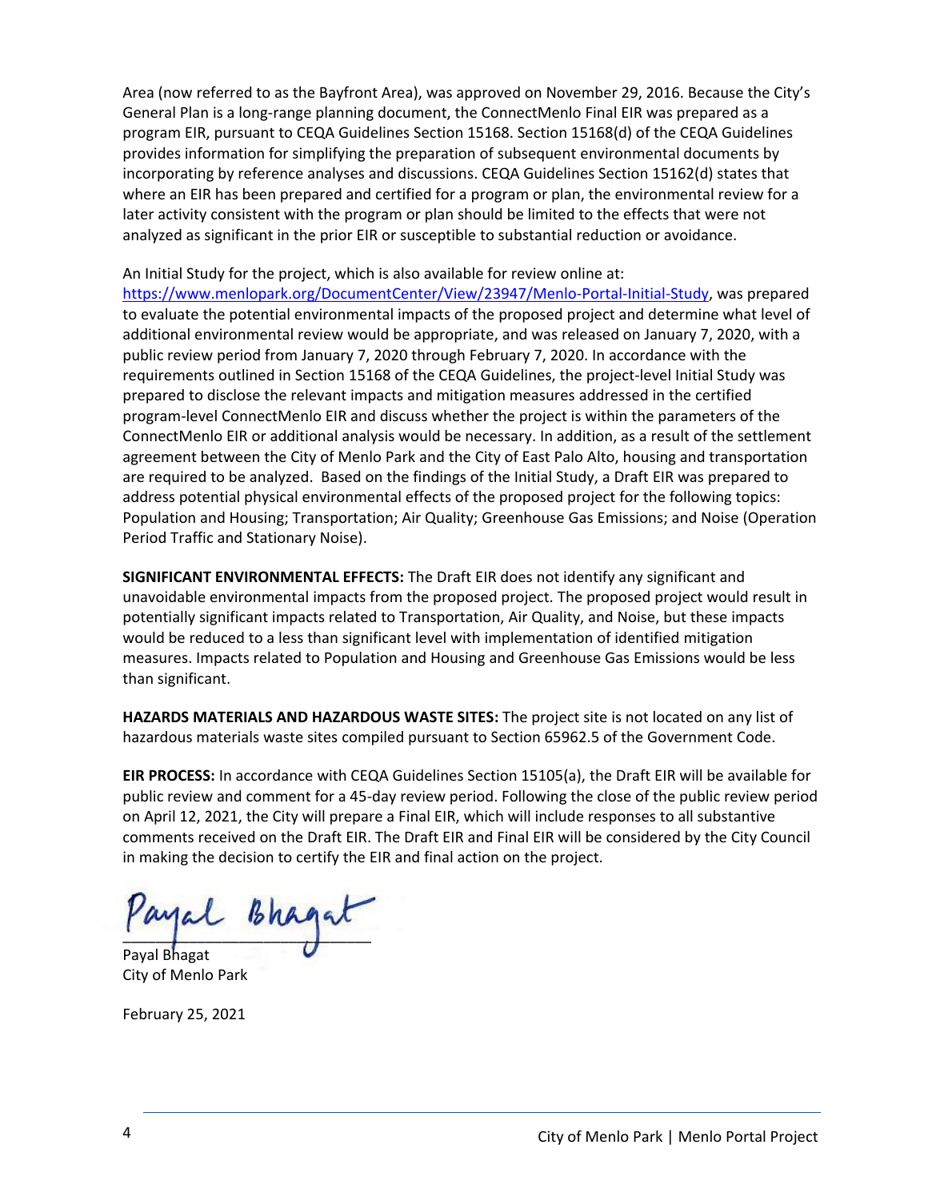Area (now referred to as the Bayfront Area), was approved on November 29, 2016. Because the City's General Plan is a long-range planning document, the ConnectMenlo Final EIR was prepared as a program EIR, pursuant to CEQA Guidelines Section 15168. Section 15168(d) of the CEQA Guidelines provides information for simplifying the preparation of subsequent environmental documents by incorporating by reference analyses and discussions. CEQA Guidelines Section 15162(d) states that where an EIR has been prepared and certified for a program or plan, the environmental review for a later activity consistent with the program or plan should be limited to the effects that were not analyzed as significant in the prior EIR or susceptible to substantial reduction or avoidance.

An Initial Study for the project, which is also available for review online at: https://www.menlopark.org/DocumentCenter/View/23947/Menlo-Portal-Initial-Study, was prepared to evaluate the potential environmental impacts of the proposed project and determine what level of additional environmental review would be appropriate, and was released on January 7, 2020, with a public review period from January 7, 2020 through February 7, 2020. In accordance with the requirements outlined in Section 15168 of the CEQA Guidelines, the project-level Initial Study was prepared to disclose the relevant impacts and mitigation measures addressed in the certified program-level ConnectMenlo EIR and discuss whether the project is within the parameters of the ConnectMenlo EIR or additional analysis would be necessary. In addition, as a result of the settlement agreement between the City of Menlo Park and the City of East Palo Alto, housing and transportation are required to be analyzed. Based on the findings of the Initial Study, a Draft EIR was prepared to address potential physical environmental effects of the proposed project for the following topics: Population and Housing; Transportation; Air Quality; Greenhouse Gas Emissions; and Noise (Operation Period Traffic and Stationary Noise).

**SIGNIFICANT ENVIRONMENTAL EFFECTS:** The Draft EIR does not identify any significant and unavoidable environmental impacts from the proposed project. The proposed project would result in potentially significant impacts related to Transportation, Air Quality, and Noise, but these impacts would be reduced to a less than significant level with implementation of identified mitigation measures. Impacts related to Population and Housing and Greenhouse Gas Emissions would be less than significant.

**HAZARDS MATERIALS AND HAZARDOUS WASTE SITES:** The project site is not located on any list of hazardous materials waste sites compiled pursuant to Section 65962.5 of the Government Code.

**EIR PROCESS:** In accordance with CEQA Guidelines Section 15105(a), the Draft EIR will be available for public review and comment for a 45-day review period. Following the close of the public review period on April 12, 2021, the City will prepare a Final EIR, which will include responses to all substantive comments received on the Draft EIR. The Draft EIR and Final EIR will be considered by the City Council in making the decision to certify the EIR and final action on the project.

Payal Bhagat

Payal Bhagat
City of Menlo Park

February 25, 2021